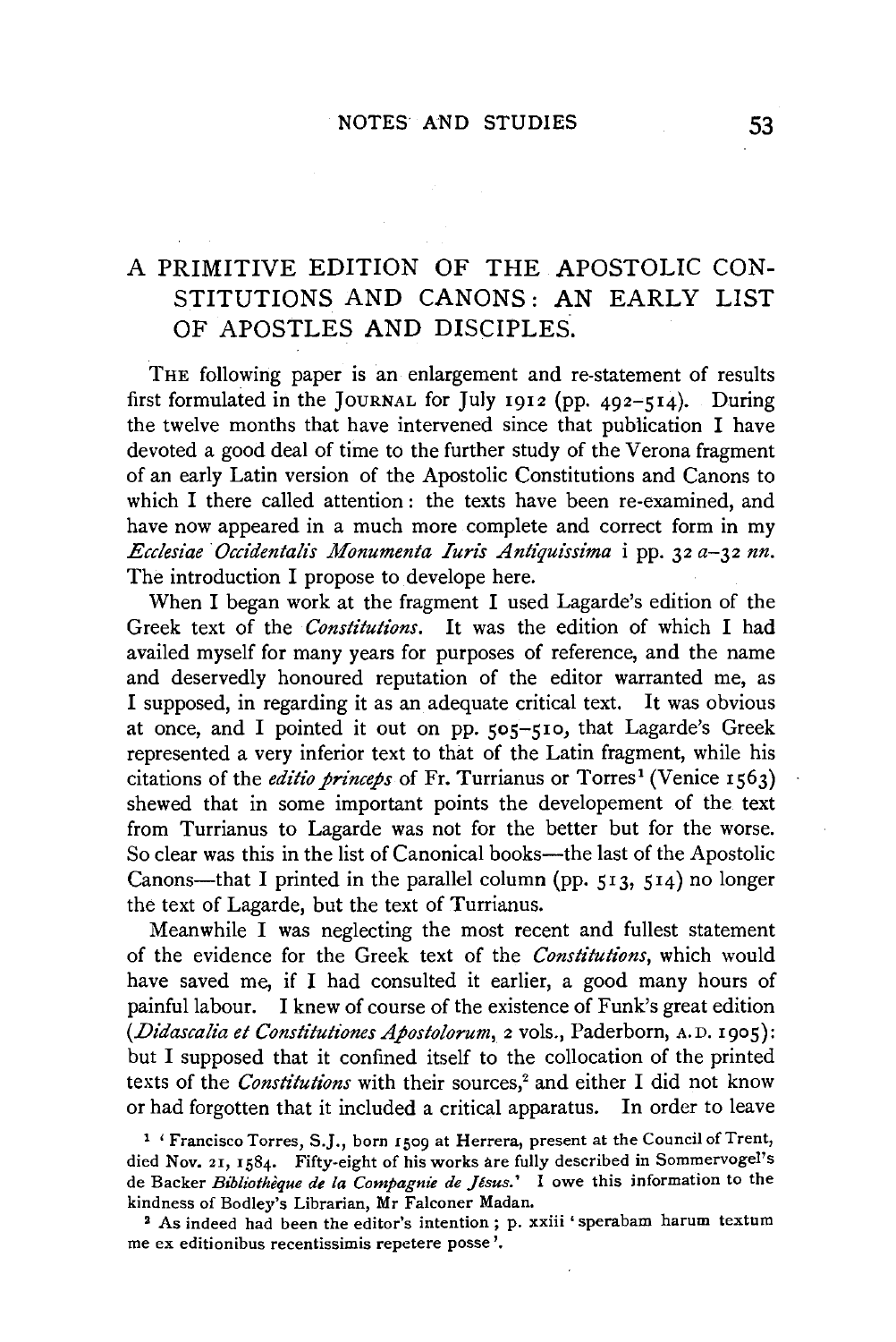# A PRIMITIVE EDITION OF THE APOSTOLIC CONSTITUTIONS AND CANONS: AN EARLY LIST OF APOSTLES AND DISCIPLES.

THE following paper is an enlargement and re-statement of results first formulated in the JOURNAL for July 1912 (pp. 492–514). During the twelve months that have intervened since that publication I have devoted a good deal of time to the further study of the Verona fragment of an early Latin version of the Apostolic Constitutions and Canons to which I there called attention: the texts have been re-examined, and have now appeared in a much more complete and correct form in my *Ecclesiae Occidentalis Monumenta Iuris Antiquissima* i pp. 32 *a*–32 *nn*. The introduction I propose to develope here.

When I began work at the fragment I used Lagarde's edition of the Greek text of the *Constitutions*. It was the edition of which I had availed myself for many years for purposes of reference, and the name and deservedly honoured reputation of the editor warranted me, as I supposed, in regarding it as an adequate critical text. It was obvious at once, and I pointed it out on pp. 505–510, that Lagarde's Greek represented a very inferior text to that of the Latin fragment, while his citations of the *editio princeps* of Fr. Turrianus or Torres[1] (Venice 1563) shewed that in some important points the developement of the text from Turrianus to Lagarde was not for the better but for the worse. So clear was this in the list of Canonical books—the last of the Apostolic Canons—that I printed in the parallel column (pp. 513, 514) no longer the text of Lagarde, but the text of Turrianus.

Meanwhile I was neglecting the most recent and fullest statement of the evidence for the Greek text of the *Constitutions*, which would have saved me, if I had consulted it earlier, a good many hours of painful labour. I knew of course of the existence of Funk's great edition (*Didascalia et Constitutiones Apostolorum*, 2 vols., Paderborn, A.D. 1905): but I supposed that it confined itself to the collocation of the printed texts of the *Constitutions* with their sources,[2] and either I did not know or had forgotten that it included a critical apparatus. In order to leave

[1] 'Francisco Torres, S.J., born 1509 at Herrera, present at the Council of Trent, died Nov. 21, 1584. Fifty-eight of his works are fully described in Sommervogel's de Backer *Bibliothèque de la Compagnie de Jésus*.' I owe this information to the kindness of Bodley's Librarian, Mr Falconer Madan.

[2] As indeed had been the editor's intention; p. xxiii 'sperabam harum textum me ex editionibus recentissimis repetere posse'.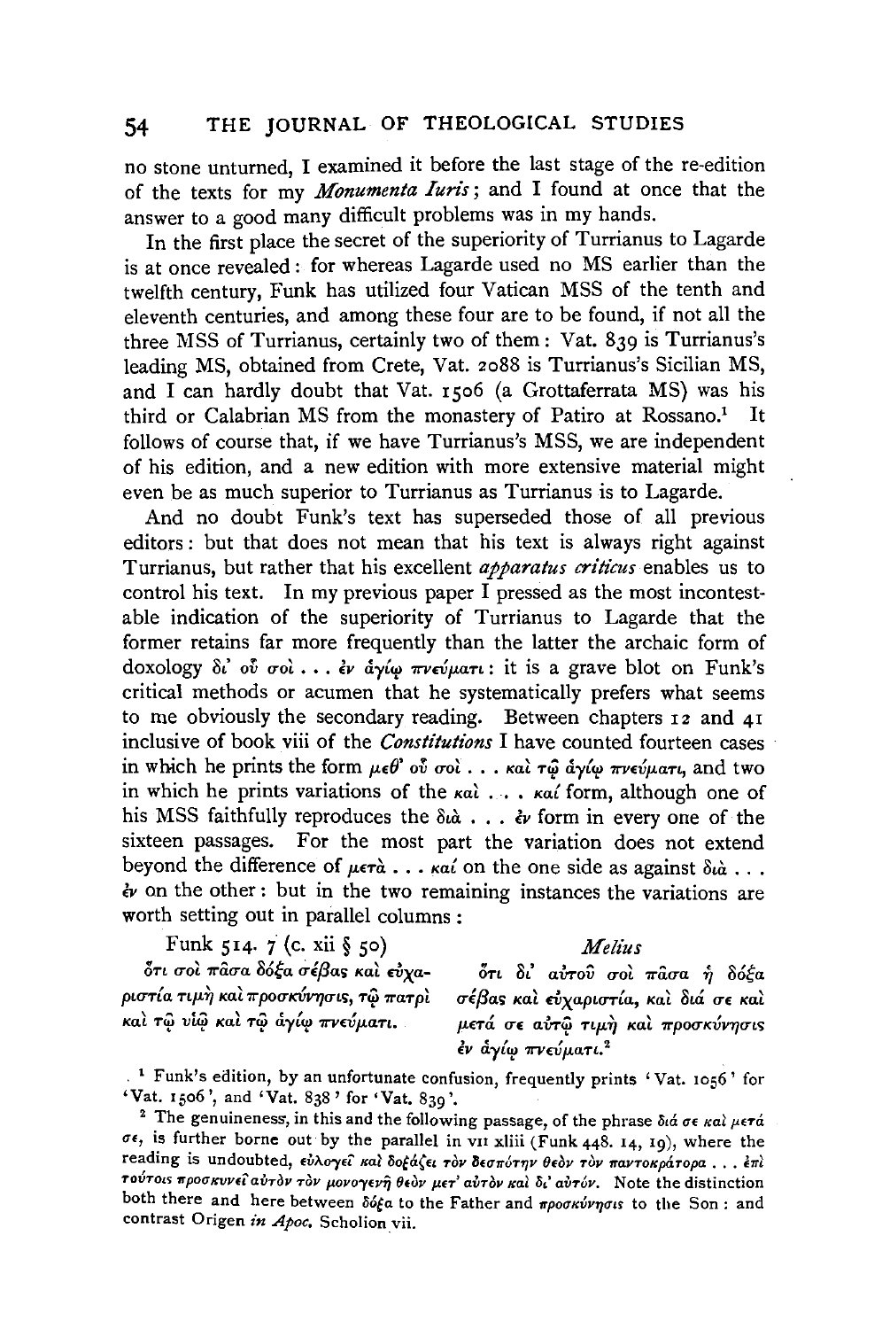no stone unturned, I examined it before the last stage of the re-edition of the texts for my *Monumenta Iuris*; and I found at once that the answer to a good many difficult problems was in my hands.

In the first place the secret of the superiority of Turrianus to Lagarde is at once revealed: for whereas Lagarde used no MS earlier than the twelfth century, Funk has utilized four Vatican MSS of the tenth and eleventh centuries, and among these four are to be found, if not all the three MSS of Turrianus, certainly two of them: Vat. 839 is Turrianus's leading MS, obtained from Crete, Vat. 2088 is Turrianus's Sicilian MS, and I can hardly doubt that Vat. 1506 (a Grottaferrata MS) was his third or Calabrian MS from the monastery of Patiro at Rossano.[1] It follows of course that, if we have Turrianus's MSS, we are independent of his edition, and a new edition with more extensive material might even be as much superior to Turrianus as Turrianus is to Lagarde.

And no doubt Funk's text has superseded those of all previous editors: but that does not mean that his text is always right against Turrianus, but rather that his excellent *apparatus criticus* enables us to control his text. In my previous paper I pressed as the most incontestable indication of the superiority of Turrianus to Lagarde that the former retains far more frequently than the latter the archaic form of doxology δι' οὗ σοὶ . . . ἐν ἁγίῳ πνεύματι: it is a grave blot on Funk's critical methods or acumen that he systematically prefers what seems to me obviously the secondary reading. Between chapters 12 and 41 inclusive of book viii of the *Constitutions* I have counted fourteen cases in which he prints the form μεθ' οὗ σοὶ . . . καὶ τῷ ἁγίῳ πνεύματι, and two in which he prints variations of the καὶ . . . καί form, although one of his MSS faithfully reproduces the διὰ . . . ἐν form in every one of the sixteen passages. For the most part the variation does not extend beyond the difference of μετὰ . . . καί on the one side as against διὰ . . . ἐν on the other: but in the two remaining instances the variations are worth setting out in parallel columns:

| Funk 514. 7 (c. xii § 50) | *Melius* |
|---|---|
| ὅτι σοὶ πᾶσα δόξα σέβας καὶ εὐχαριστία τιμὴ καὶ προσκύνησις, τῷ πατρὶ καὶ τῷ υἱῷ καὶ τῷ ἁγίῳ πνεύματι. | ὅτι δι' αὐτοῦ σοὶ πᾶσα ἡ δόξα σέβας καὶ εὐχαριστία, καὶ διά σε καὶ μετά σε αὐτῷ τιμὴ καὶ προσκύνησις ἐν ἁγίῳ πνεύματι.[2] |

[1] Funk's edition, by an unfortunate confusion, frequently prints 'Vat. 1056' for 'Vat. 1506', and 'Vat. 838' for 'Vat. 839'.

[2] The genuineness, in this and the following passage, of the phrase διά σε καὶ μετά σε, is further borne out by the parallel in vii xliii (Funk 448. 14, 19), where the reading is undoubted, εὐλογεῖ καὶ δοξάζει τὸν δεσπότην θεὸν τὸν παντοκράτορα . . . ἐπὶ τούτοις προσκυνεῖ αὐτὸν τὸν μονογενῆ θεὸν μετ' αὐτὸν καὶ δι' αὐτόν. Note the distinction both there and here between δόξα to the Father and προσκύνησις to the Son: and contrast Origen *in Apoc.* Scholion vii.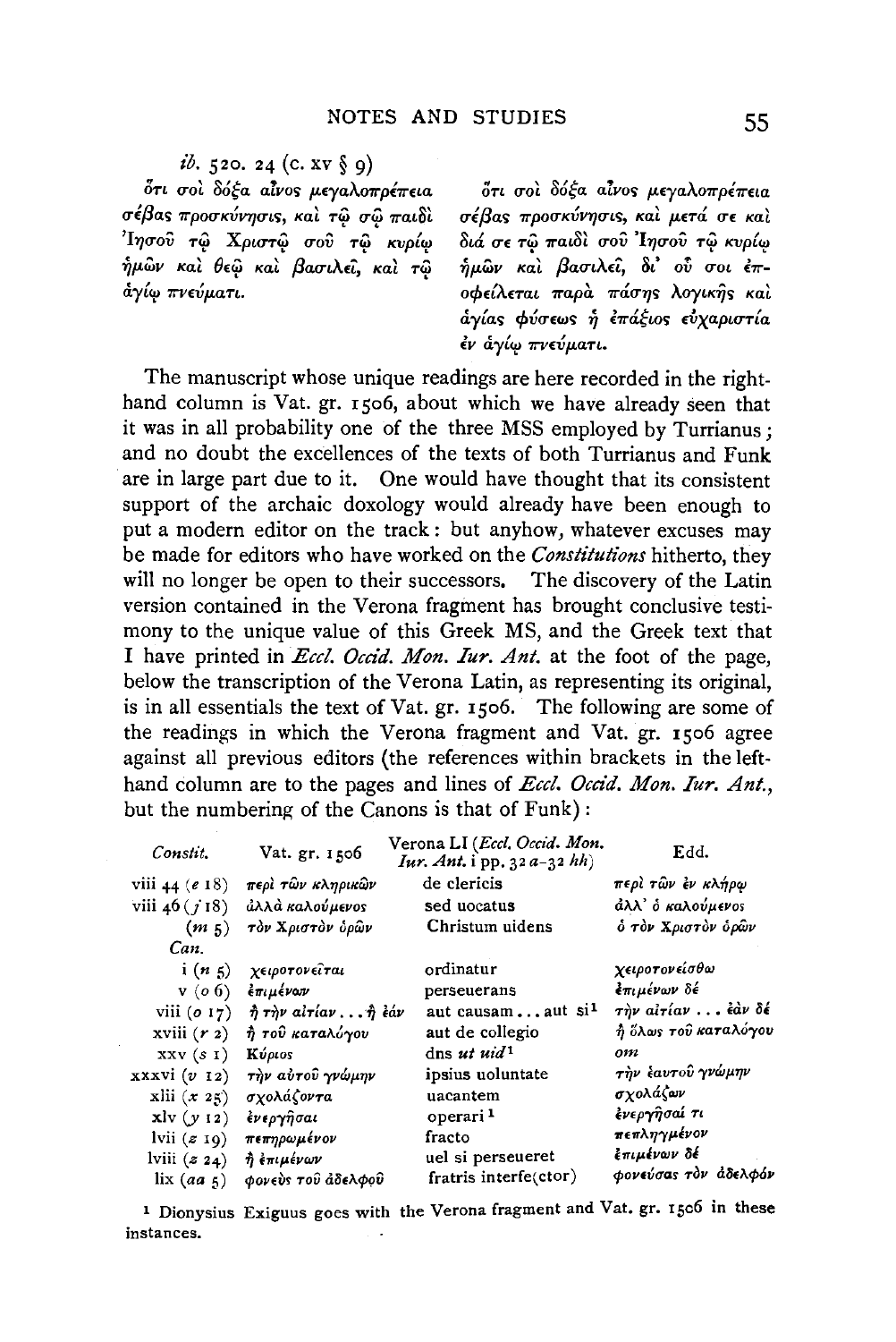*ib.* 520. 24 (c. xv § 9)

| | |
|---|---|
| ὅτι σοὶ δόξα αἶνος μεγαλοπρέπεια σέβας προσκύνησις, καὶ τῷ σῷ παιδὶ Ἰησοῦ τῷ Χριστῷ σοῦ τῷ κυρίῳ ἡμῶν καὶ θεῷ καὶ βασιλεῖ, καὶ τῷ ἁγίῳ πνεύματι. | ὅτι σοὶ δόξα αἶνος μεγαλοπρέπεια σέβας προσκύνησις, καὶ μετά σε καὶ διά σε τῷ παιδὶ σοῦ Ἰησοῦ τῷ κυρίῳ ἡμῶν καὶ βασιλεῖ, δι' οὗ σοι ἐποφείλεται παρὰ πάσης λογικῆς καὶ ἁγίας φύσεως ἡ ἐπάξιος εὐχαριστία ἐν ἁγίῳ πνεύματι. |

The manuscript whose unique readings are here recorded in the right-hand column is Vat. gr. 1506, about which we have already seen that it was in all probability one of the three MSS employed by Turrianus; and no doubt the excellences of the texts of both Turrianus and Funk are in large part due to it. One would have thought that its consistent support of the archaic doxology would already have been enough to put a modern editor on the track: but anyhow, whatever excuses may be made for editors who have worked on the *Constitutions* hitherto, they will no longer be open to their successors. The discovery of the Latin version contained in the Verona fragment has brought conclusive testimony to the unique value of this Greek MS, and the Greek text that I have printed in *Eccl. Occid. Mon. Iur. Ant.* at the foot of the page, below the transcription of the Verona Latin, as representing its original, is in all essentials the text of Vat. gr. 1506. The following are some of the readings in which the Verona fragment and Vat. gr. 1506 agree against all previous editors (the references within brackets in the left-hand column are to the pages and lines of *Eccl. Occid. Mon. Iur. Ant.*, but the numbering of the Canons is that of Funk):

| *Constit.* | Vat. gr. 1506 | Verona LI (*Eccl. Occid. Mon. Iur. Ant.* i pp. 32 *a*–32 *hh*) | Edd. |
|---|---|---|---|
| viii 44 (*e* 18) | περὶ τῶν κληρικῶν | de clericis | περὶ τῶν ἐν κλήρῳ |
| viii 46 (*f* 18) | ἀλλὰ καλούμενος | sed uocatus | ἀλλ' ὁ καλούμενος |
| (*m* 5) | τὸν Χριστὸν ὁρῶν | Christum uidens | ὁ τὸν Χριστὸν ὁρῶν |
| *Can.* | | | |
| i (*n* 5) | χειροτονεῖται | ordinatur | χειροτονείσθω |
| v (*o* 6) | ἐπιμένων | perseuerans | ἐπιμένων δέ |
| viii (*o* 17) | ἢ τὴν αἰτίαν . . . ἢ ἐάν | aut causam . . . aut si[1] | τὴν αἰτίαν . . . ἐὰν δέ |
| xviii (*r* 2) | ἢ τοῦ καταλόγου | aut de collegio | ἢ ὅλως τοῦ καταλόγου |
| xxv (*s* 1) | Κύριος | dns *ut uid*[1] | *om* |
| xxxvi (*v* 12) | τὴν αὐτοῦ γνώμην | ipsius uoluntate | τὴν ἑαυτοῦ γνώμην |
| xlii (*x* 25) | σχολάζοντα | uacantem | σχολάζων |
| xlv (*y* 12) | ἐνεργῆσαι | operari[1] | ἐνεργῆσαί τι |
| lvii (*z* 19) | πεπηρωμένον | fracto | πεπληγμένον |
| lviii (*z* 24) | ἢ ἐπιμένων | uel si perseueret | ἐπιμένων δέ |
| lix (*aa* 5) | φονεὺς τοῦ ἀδελφοῦ | fratris interfe(ctor) | φονεύσας τὸν ἀδελφόν |

[1] Dionysius Exiguus goes with the Verona fragment and Vat. gr. 1506 in these instances.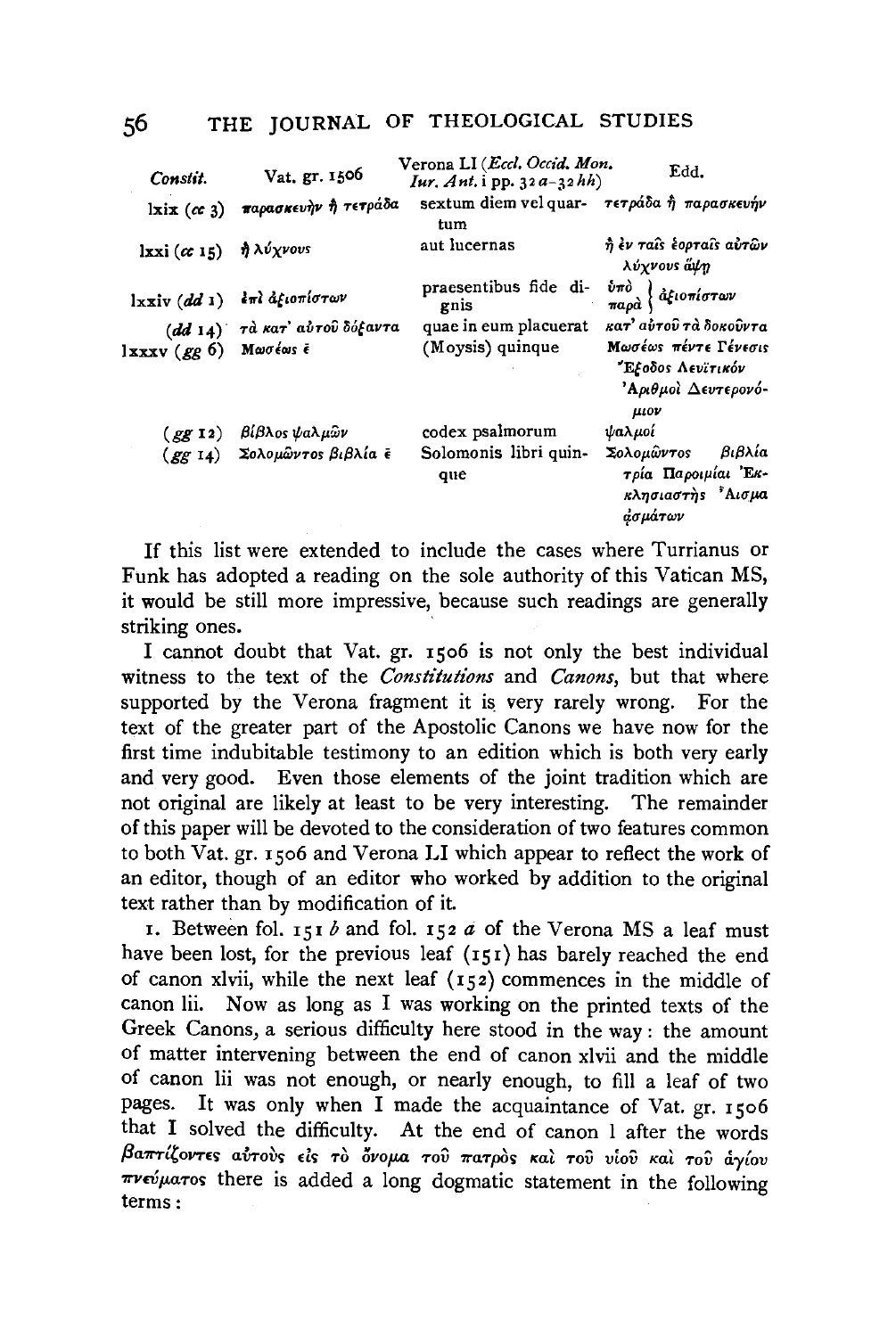| *Constit.* | Vat. gr. 1506 | Verona LI (*Eccl. Occid. Mon. Iur. Ant.* i pp. 32 *a*–32 *hh*) | Edd. |
|---|---|---|---|
| lxix (*cc* 3) | παρασκευὴν ἢ τετράδα | sextum diem vel quartum | τετράδα ἢ παρασκευήν |
| lxxi (*cc* 15) | ἢ λύχνους | aut lucernas | ἢ ἐν ταῖς ἑορταῖς αὐτῶν λύχνους ἅψῃ |
| lxxiv (*dd* 1) | ἐπὶ ἀξιοπίστων | praesentibus fide dignis | ὑπὸ / παρὰ ἀξιοπίστων |
| (*dd* 14) | τὰ κατ' αὐτοῦ δόξαντα | quae in eum placuerat | κατ' αὐτοῦ τὰ δοκοῦντα |
| lxxxv (*gg* 6) | Μωσέως ε̄ | (Moysis) quinque | Μωσέως πέντε Γένεσις Ἔξοδος Λευϊτικόν Ἀριθμοὶ Δευτερονόμιον |
| (*gg* 12) | βίβλος ψαλμῶν | codex psalmorum | ψαλμοί |
| (*gg* 14) | Σολομῶντος βιβλία ε̄ | Solomonis libri quinque | Σολομῶντος βιβλία τρία Παροιμίαι Ἐκκλησιαστὴς Ἆισμα ᾀσμάτων |

If this list were extended to include the cases where Turrianus or Funk has adopted a reading on the sole authority of this Vatican MS, it would be still more impressive, because such readings are generally striking ones.

I cannot doubt that Vat. gr. 1506 is not only the best individual witness to the text of the *Constitutions* and *Canons*, but that where supported by the Verona fragment it is very rarely wrong. For the text of the greater part of the Apostolic Canons we have now for the first time indubitable testimony to an edition which is both very early and very good. Even those elements of the joint tradition which are not original are likely at least to be very interesting. The remainder of this paper will be devoted to the consideration of two features common to both Vat. gr. 1506 and Verona LI which appear to reflect the work of an editor, though of an editor who worked by addition to the original text rather than by modification of it.

1. Between fol. 151 *b* and fol. 152 *a* of the Verona MS a leaf must have been lost, for the previous leaf (151) has barely reached the end of canon xlvii, while the next leaf (152) commences in the middle of canon lii. Now as long as I was working on the printed texts of the Greek Canons, a serious difficulty here stood in the way: the amount of matter intervening between the end of canon xlvii and the middle of canon lii was not enough, or nearly enough, to fill a leaf of two pages. It was only when I made the acquaintance of Vat. gr. 1506 that I solved the difficulty. At the end of canon l after the words βαπτίζοντες αὐτοὺς εἰς τὸ ὄνομα τοῦ πατρὸς καὶ τοῦ υἱοῦ καὶ τοῦ ἁγίου πνεύματος there is added a long dogmatic statement in the following terms: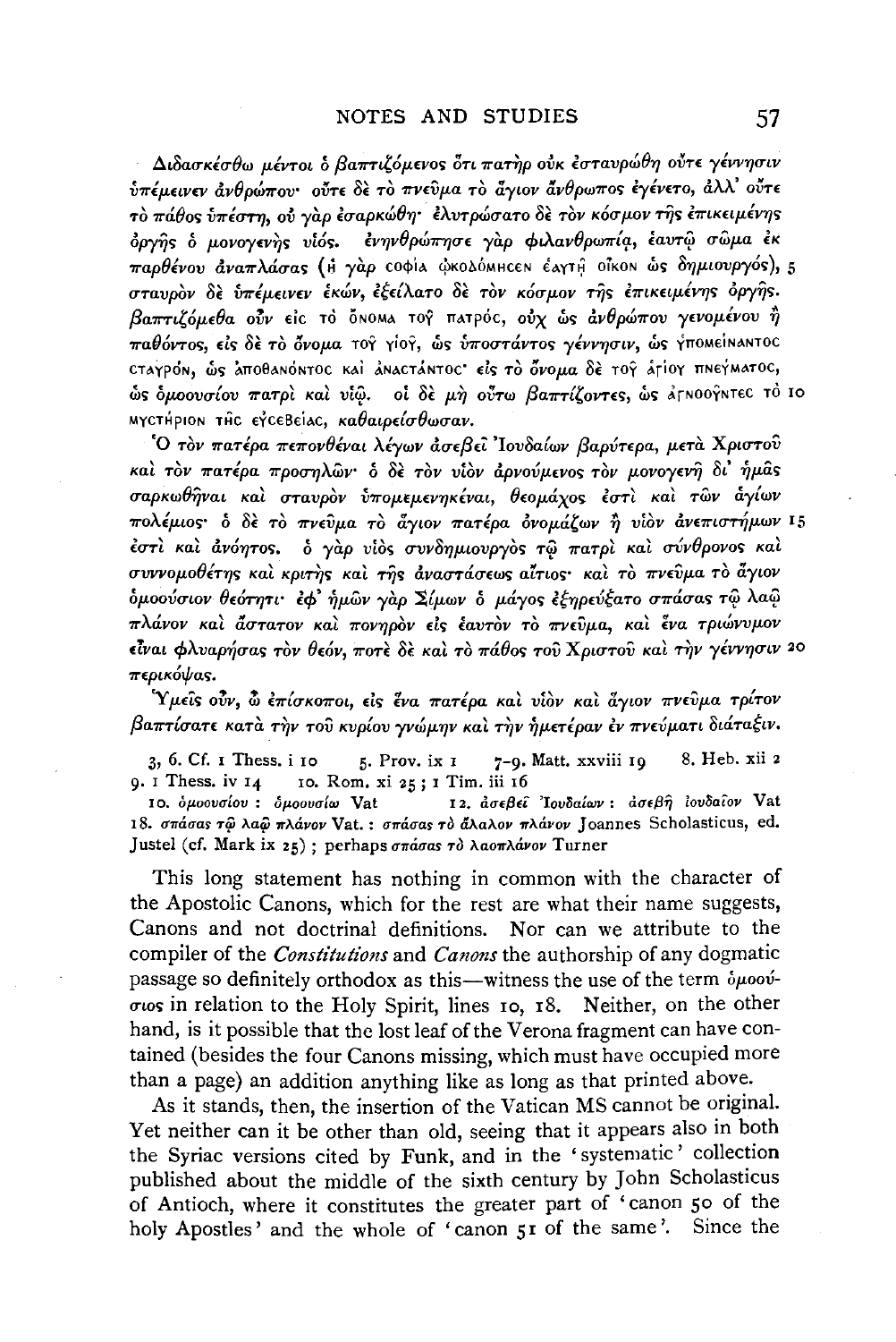Διδασκέσθω μέντοι ὁ βαπτιζόμενος ὅτι πατὴρ οὐκ ἐσταυρώθη οὔτε γέννησιν ὑπέμεινεν ἀνθρώπου· οὔτε δὲ τὸ πνεῦμα τὸ ἅγιον ἄνθρωπος ἐγένετο, ἀλλ' οὔτε τὸ πάθος ὑπέστη, οὐ γὰρ ἐσαρκώθη· ἐλυτρώσατο δὲ τὸν κόσμον τῆς ἐπικειμένης ὀργῆς ὁ μονογενὴς υἱός. ἐνηνθρώπησε γὰρ φιλανθρωπίᾳ, ἑαυτῷ σῶμα ἐκ παρθένου ἀναπλάσας (ἡ γὰρ σοφία ᾠκοδόμησεν ἑαυτῇ οἶκον ὡς δημιουργός), 5 σταυρὸν δὲ ὑπέμεινεν ἑκών, ἐξείλατο δὲ τὸν κόσμον τῆς ἐπικειμένης ὀργῆς. βαπτιζόμεθα οὖν εἰς τὸ ὄνομα τοῦ πατρός, οὐχ ὡς ἀνθρώπου γενομένου ἢ παθόντος, εἰς δὲ τὸ ὄνομα τοῦ υἱοῦ, ὡς ὑποστάντος γέννησιν, ὡς ὑπομείναντος σταυρόν, ὡς ἀποθανόντος καὶ ἀναστάντος· εἰς τὸ ὄνομα δὲ τοῦ ἁγίου πνεύματος, ὡς ὁμοουσίου πατρὶ καὶ υἱῷ. οἱ δὲ μὴ οὕτω βαπτίζοντες, ὡς ἀγνοοῦντες τὸ 10 μυστήριον τῆς εὐσεβείας, καθαιρείσθωσαν.

Ὁ τὸν πατέρα πεπονθέναι λέγων ἀσεβεῖ Ἰουδαίων βαρύτερα, μετὰ Χριστοῦ καὶ τὸν πατέρα προσηλῶν· ὁ δὲ τὸν υἱὸν ἀρνούμενος τὸν μονογενῆ δι' ἡμᾶς σαρκωθῆναι καὶ σταυρὸν ὑπομεμενηκέναι, θεομάχος ἐστὶ καὶ τῶν ἁγίων πολέμιος· ὁ δὲ τὸ πνεῦμα τὸ ἅγιον πατέρα ὀνομάζων ἢ υἱὸν ἀνεπιστήμων 15 ἐστὶ καὶ ἀνόητος. ὁ γὰρ υἱὸς συνδημιουργὸς τῷ πατρὶ καὶ σύνθρονος καὶ συννομοθέτης καὶ κριτὴς καὶ τῆς ἀναστάσεως αἴτιος· καὶ τὸ πνεῦμα τὸ ἅγιον ὁμοούσιον θεότητι· ἐφ' ἡμῶν γὰρ Σίμων ὁ μάγος ἐξηρεύξατο σπάσας τῷ λαῷ πλάνον καὶ ἄστατον καὶ πονηρὸν εἰς ἑαυτὸν τὸ πνεῦμα, καὶ ἕνα τριώνυμον εἶναι φλυαρήσας τὸν θεόν, ποτὲ δὲ καὶ τὸ πάθος τοῦ Χριστοῦ καὶ τὴν γέννησιν 20 περικόψας.

Ὑμεῖς οὖν, ὦ ἐπίσκοποι, εἰς ἕνα πατέρα καὶ υἱὸν καὶ ἅγιον πνεῦμα τρίτον βαπτίσατε κατὰ τὴν τοῦ κυρίου γνώμην καὶ τὴν ἡμετέραν ἐν πνεύματι διάταξιν.

3, 6. Cf. 1 Thess. i 10 5. Prov. ix 1 7–9. Matt. xxviii 19 8. Heb. xii 2 9. 1 Thess. iv 14 10. Rom. xi 25; 1 Tim. iii 16

10. ὁμοουσίου : ὁμοουσίῳ Vat 12. ἀσεβεῖ Ἰουδαίων : ἀσεβῆ ἰουδαῖον Vat 18. σπάσας τῷ λαῷ πλάνον Vat. : σπάσας τὸ ἄλαλον πλάνον Joannes Scholasticus, ed. Justel (cf. Mark ix 25); perhaps σπάσας τὸ λαοπλάνον Turner

This long statement has nothing in common with the character of the Apostolic Canons, which for the rest are what their name suggests, Canons and not doctrinal definitions. Nor can we attribute to the compiler of the *Constitutions* and *Canons* the authorship of any dogmatic passage so definitely orthodox as this—witness the use of the term ὁμοούσιος in relation to the Holy Spirit, lines 10, 18. Neither, on the other hand, is it possible that the lost leaf of the Verona fragment can have contained (besides the four Canons missing, which must have occupied more than a page) an addition anything like as long as that printed above.

As it stands, then, the insertion of the Vatican MS cannot be original. Yet neither can it be other than old, seeing that it appears also in both the Syriac versions cited by Funk, and in the 'systematic' collection published about the middle of the sixth century by John Scholasticus of Antioch, where it constitutes the greater part of 'canon 50 of the holy Apostles' and the whole of 'canon 51 of the same'. Since the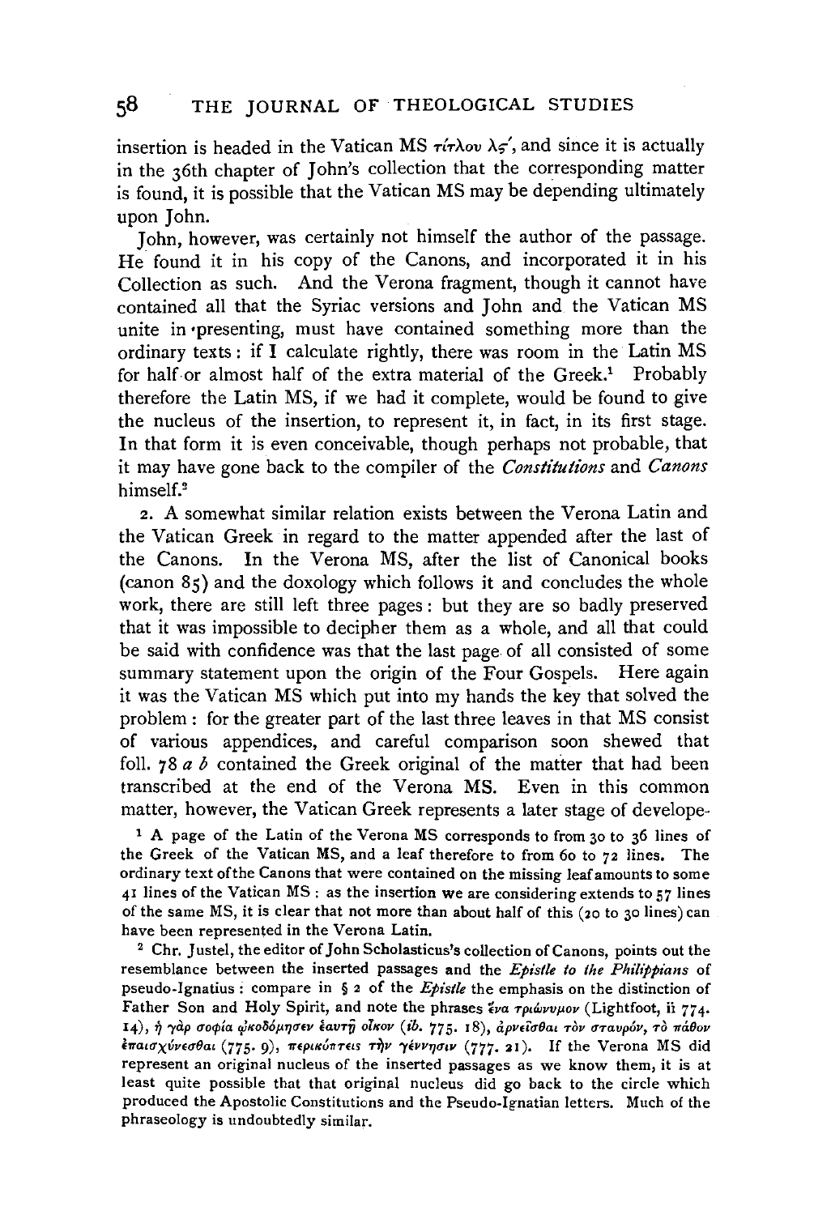insertion is headed in the Vatican MS τίτλον λϛ′, and since it is actually in the 36th chapter of John's collection that the corresponding matter is found, it is possible that the Vatican MS may be depending ultimately upon John.

John, however, was certainly not himself the author of the passage. He found it in his copy of the Canons, and incorporated it in his Collection as such. And the Verona fragment, though it cannot have contained all that the Syriac versions and John and the Vatican MS unite in presenting, must have contained something more than the ordinary texts: if I calculate rightly, there was room in the Latin MS for half or almost half of the extra material of the Greek.[1] Probably therefore the Latin MS, if we had it complete, would be found to give the nucleus of the insertion, to represent it, in fact, in its first stage. In that form it is even conceivable, though perhaps not probable, that it may have gone back to the compiler of the *Constitutions* and *Canons* himself.[2]

2. A somewhat similar relation exists between the Verona Latin and the Vatican Greek in regard to the matter appended after the last of the Canons. In the Verona MS, after the list of Canonical books (canon 85) and the doxology which follows it and concludes the whole work, there are still left three pages: but they are so badly preserved that it was impossible to decipher them as a whole, and all that could be said with confidence was that the last page of all consisted of some summary statement upon the origin of the Four Gospels. Here again it was the Vatican MS which put into my hands the key that solved the problem: for the greater part of the last three leaves in that MS consist of various appendices, and careful comparison soon shewed that foll. 78 *a b* contained the Greek original of the matter that had been transcribed at the end of the Verona MS. Even in this common matter, however, the Vatican Greek represents a later stage of develope-

[1] A page of the Latin of the Verona MS corresponds to from 30 to 36 lines of the Greek of the Vatican MS, and a leaf therefore to from 60 to 72 lines. The ordinary text of the Canons that were contained on the missing leaf amounts to some 41 lines of the Vatican MS: as the insertion we are considering extends to 57 lines of the same MS, it is clear that not more than about half of this (20 to 30 lines) can have been represented in the Verona Latin.

[2] Chr. Justel, the editor of John Scholasticus's collection of Canons, points out the resemblance between the inserted passages and the *Epistle to the Philippians* of pseudo-Ignatius: compare in § 2 of the *Epistle* the emphasis on the distinction of Father Son and Holy Spirit, and note the phrases ἕνα τριώνυμον (Lightfoot, ii 774. 14), ἡ γὰρ σοφία ᾠκοδόμησεν ἑαυτῇ οἶκον (*ib.* 775. 18), ἀρνεῖσθαι τὸν σταυρόν, τὸ πάθον ἐπαισχύνεσθαι (775. 9), περικόπτεις τὴν γέννησιν (777. 21). If the Verona MS did represent an original nucleus of the inserted passages as we know them, it is at least quite possible that that original nucleus did go back to the circle which produced the Apostolic Constitutions and the Pseudo-Ignatian letters. Much of the phraseology is undoubtedly similar.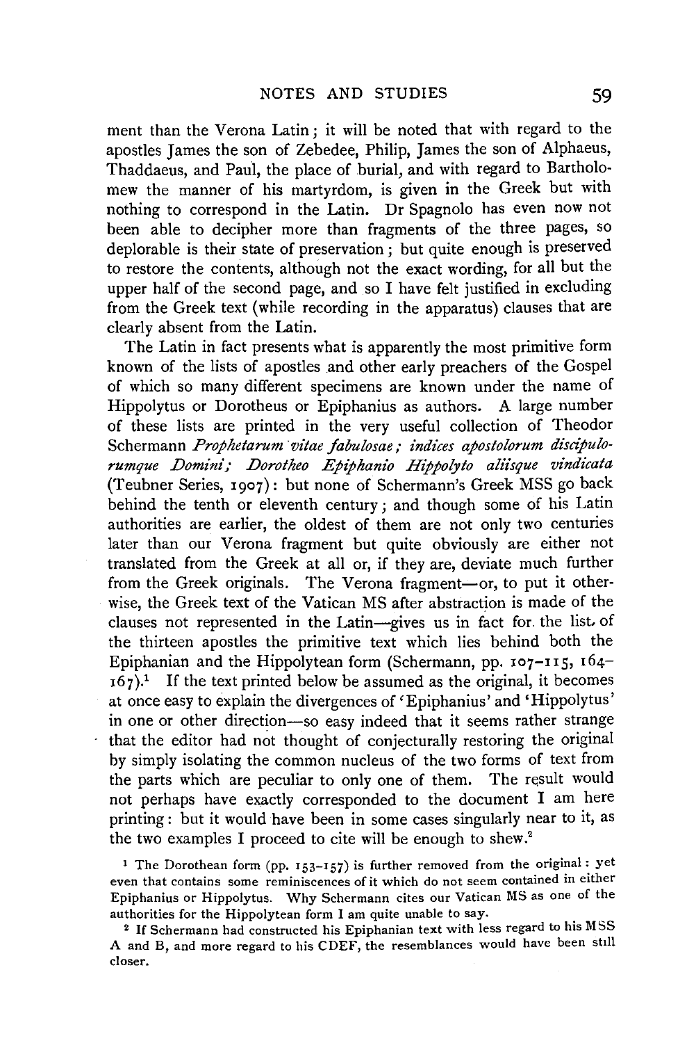ment than the Verona Latin; it will be noted that with regard to the apostles James the son of Zebedee, Philip, James the son of Alphaeus, Thaddaeus, and Paul, the place of burial, and with regard to Bartholomew the manner of his martyrdom, is given in the Greek but with nothing to correspond in the Latin. Dr Spagnolo has even now not been able to decipher more than fragments of the three pages, so deplorable is their state of preservation; but quite enough is preserved to restore the contents, although not the exact wording, for all but the upper half of the second page, and so I have felt justified in excluding from the Greek text (while recording in the apparatus) clauses that are clearly absent from the Latin.

The Latin in fact presents what is apparently the most primitive form known of the lists of apostles and other early preachers of the Gospel of which so many different specimens are known under the name of Hippolytus or Dorotheus or Epiphanius as authors. A large number of these lists are printed in the very useful collection of Theodor Schermann *Prophetarum vitae fabulosae; indices apostolorum discipulorumque Domini; Dorotheo Epiphanio Hippolyto aliisque vindicata* (Teubner Series, 1907): but none of Schermann's Greek MSS go back behind the tenth or eleventh century; and though some of his Latin authorities are earlier, the oldest of them are not only two centuries later than our Verona fragment but quite obviously are either not translated from the Greek at all or, if they are, deviate much further from the Greek originals. The Verona fragment—or, to put it otherwise, the Greek text of the Vatican MS after abstraction is made of the clauses not represented in the Latin—gives us in fact for the list of the thirteen apostles the primitive text which lies behind both the Epiphanian and the Hippolytean form (Schermann, pp. 107–115, 164–167).[1] If the text printed below be assumed as the original, it becomes at once easy to explain the divergences of 'Epiphanius' and 'Hippolytus' in one or other direction—so easy indeed that it seems rather strange that the editor had not thought of conjecturally restoring the original by simply isolating the common nucleus of the two forms of text from the parts which are peculiar to only one of them. The result would not perhaps have exactly corresponded to the document I am here printing: but it would have been in some cases singularly near to it, as the two examples I proceed to cite will be enough to shew.[2]

[1] The Dorothean form (pp. 153–157) is further removed from the original: yet even that contains some reminiscences of it which do not seem contained in either Epiphanius or Hippolytus. Why Schermann cites our Vatican MS as one of the authorities for the Hippolytean form I am quite unable to say.

[2] If Schermann had constructed his Epiphanian text with less regard to his MSS A and B, and more regard to his CDEF, the resemblances would have been still closer.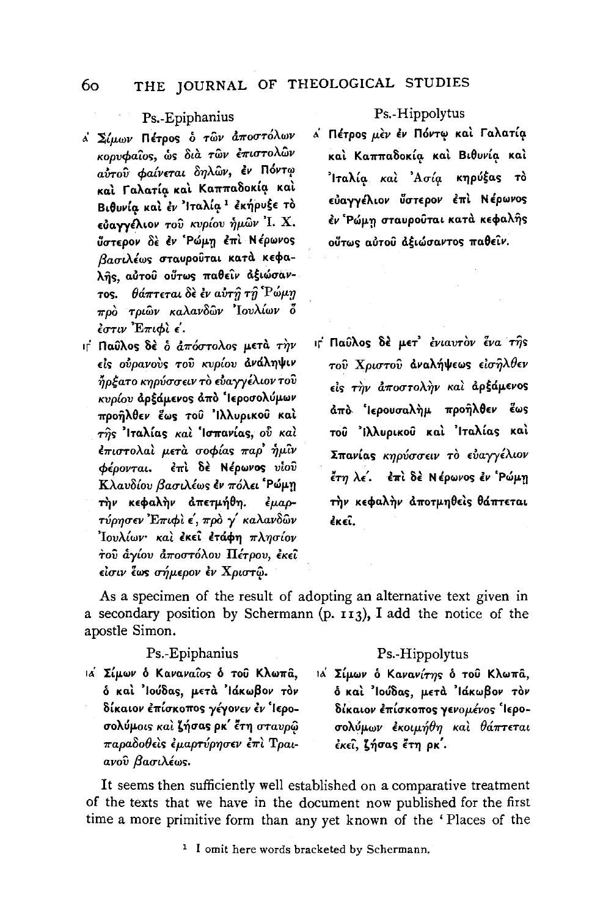| Ps.-Epiphanius | Ps.-Hippolytus |
| --- | --- |
| ά Σίμων Πέτρος ὁ τῶν ἀποστόλων κορυφαῖος, ὡς διὰ τῶν ἐπιστολῶν αὐτοῦ φαίνεται δηλῶν, ἐν Πόντῳ καὶ Γαλατίᾳ καὶ Καππαδοκίᾳ καὶ Βιθυνίᾳ καὶ ἐν Ἰταλίᾳ [1] ἐκήρυξε τὸ εὐαγγέλιον τοῦ κυρίου ἡμῶν Ἰ. Χ. ὕστερον δὲ ἐν Ῥώμῃ ἐπὶ Νέρωνος βασιλέως σταυροῦται κατὰ κεφαλῆς, αὐτοῦ οὕτως παθεῖν ἀξιώσαντος. θάπτεται δὲ ἐν αὐτῇ τῇ Ῥώμῃ πρὸ τριῶν καλανδῶν Ἰουλίων ὅ ἐστιν Ἐπιφὶ έ. | ά Πέτρος μὲν ἐν Πόντῳ καὶ Γαλατίᾳ καὶ Καππαδοκίᾳ καὶ Βιθυνίᾳ καὶ Ἰταλίᾳ καὶ Ἀσίᾳ κηρύξας τὸ εὐαγγέλιον ὕστερον ἐπὶ Νέρωνος ἐν Ῥώμῃ σταυροῦται κατὰ κεφαλῆς οὕτως αὐτοῦ ἀξιώσαντος παθεῖν. |
| ιγ́ Παῦλος δὲ ὁ ἀπόστολος μετὰ τὴν εἰς οὐρανοὺς τοῦ κυρίου ἀνάληψιν ἤρξατο κηρύσσειν τὸ εὐαγγέλιον τοῦ κυρίου ἀρξάμενος ἀπὸ Ἱεροσολύμων προῆλθεν ἕως τοῦ Ἰλλυρικοῦ καὶ τῆς Ἰταλίας καὶ Ἱσπανίας, οὗ καὶ ἐπιστολαὶ μετὰ σοφίας παρ' ἡμῖν φέρονται. ἐπὶ δὲ Νέρωνος υἱοῦ Κλαυδίου βασιλέως ἐν πόλει Ῥώμῃ τὴν κεφαλὴν ἀπετμήθη. ἐμαρτύρησεν Ἐπιφὶ έ, πρὸ γ́ καλανδῶν Ἰουλίων· καὶ ἐκεῖ ἐτάφη πλησίον τοῦ ἁγίου ἀποστόλου Πέτρου, ἐκεῖ εἰσιν ἕως σήμερον ἐν Χριστῷ. | ιγ́ Παῦλος δὲ μετ' ἐνιαυτὸν ἕνα τῆς τοῦ Χριστοῦ ἀναλήψεως εἰσῆλθεν εἰς τὴν ἀποστολὴν καὶ ἀρξάμενος ἀπὸ Ἱερουσαλὴμ προῆλθεν ἕως τοῦ Ἰλλυρικοῦ καὶ Ἰταλίας καὶ Σπανίας κηρύσσειν τὸ εὐαγγέλιον ἔτη λέ. ἐπὶ δὲ Νέρωνος ἐν Ῥώμῃ τὴν κεφαλὴν ἀποτμηθεὶς θάπτεται ἐκεῖ. |

As a specimen of the result of adopting an alternative text given in a secondary position by Schermann (p. 113), I add the notice of the apostle Simon.

| Ps.-Epiphanius | Ps.-Hippolytus |
| --- | --- |
| ιά Σίμων ὁ Καναναῖος ὁ τοῦ Κλωπᾶ, ὁ καὶ Ἰούδας, μετὰ Ἰάκωβον τὸν δίκαιον ἐπίσκοπος γέγονεν ἐν Ἱεροσολύμοις καὶ ζήσας ρκ́ ἔτη σταυρῷ παραδοθεὶς ἐμαρτύρησεν ἐπὶ Τραιανοῦ βασιλέως. | ιά Σίμων ὁ Κανανίτης ὁ τοῦ Κλωπᾶ, ὁ καὶ Ἰούδας, μετὰ Ἰάκωβον τὸν δίκαιον ἐπίσκοπος γενομένος Ἱεροσολύμων ἐκοιμήθη καὶ θάπτεται ἐκεῖ, ζήσας ἔτη ρκ́. |

It seems then sufficiently well established on a comparative treatment of the texts that we have in the document now published for the first time a more primitive form than any yet known of the 'Places of the

[1] I omit here words bracketed by Schermann.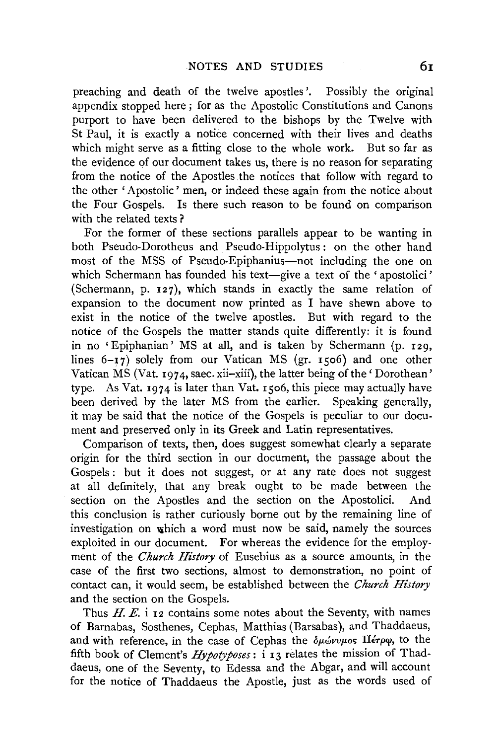preaching and death of the twelve apostles'. Possibly the original appendix stopped here; for as the Apostolic Constitutions and Canons purport to have been delivered to the bishops by the Twelve with St Paul, it is exactly a notice concerned with their lives and deaths which might serve as a fitting close to the whole work. But so far as the evidence of our document takes us, there is no reason for separating from the notice of the Apostles the notices that follow with regard to the other 'Apostolic' men, or indeed these again from the notice about the Four Gospels. Is there such reason to be found on comparison with the related texts?

For the former of these sections parallels appear to be wanting in both Pseudo-Dorotheus and Pseudo-Hippolytus: on the other hand most of the MSS of Pseudo-Epiphanius—not including the one on which Schermann has founded his text—give a text of the 'apostolici' (Schermann, p. 127), which stands in exactly the same relation of expansion to the document now printed as I have shewn above to exist in the notice of the twelve apostles. But with regard to the notice of the Gospels the matter stands quite differently: it is found in no 'Epiphanian' MS at all, and is taken by Schermann (p. 129, lines 6–17) solely from our Vatican MS (gr. 1506) and one other Vatican MS (Vat. 1974, saec. xii–xiii), the latter being of the 'Dorothean' type. As Vat. 1974 is later than Vat. 1506, this piece may actually have been derived by the later MS from the earlier. Speaking generally, it may be said that the notice of the Gospels is peculiar to our document and preserved only in its Greek and Latin representatives.

Comparison of texts, then, does suggest somewhat clearly a separate origin for the third section in our document, the passage about the Gospels: but it does not suggest, or at any rate does not suggest at all definitely, that any break ought to be made between the section on the Apostles and the section on the Apostolici. And this conclusion is rather curiously borne out by the remaining line of investigation on which a word must now be said, namely the sources exploited in our document. For whereas the evidence for the employment of the *Church History* of Eusebius as a source amounts, in the case of the first two sections, almost to demonstration, no point of contact can, it would seem, be established between the *Church History* and the section on the Gospels.

Thus *H. E.* i 12 contains some notes about the Seventy, with names of Barnabas, Sosthenes, Cephas, Matthias (Barsabas), and Thaddaeus, and with reference, in the case of Cephas the ὁμώνυμος Πέτρῳ, to the fifth book of Clement's *Hypotyposes*: i 13 relates the mission of Thaddaeus, one of the Seventy, to Edessa and the Abgar, and will account for the notice of Thaddaeus the Apostle, just as the words used of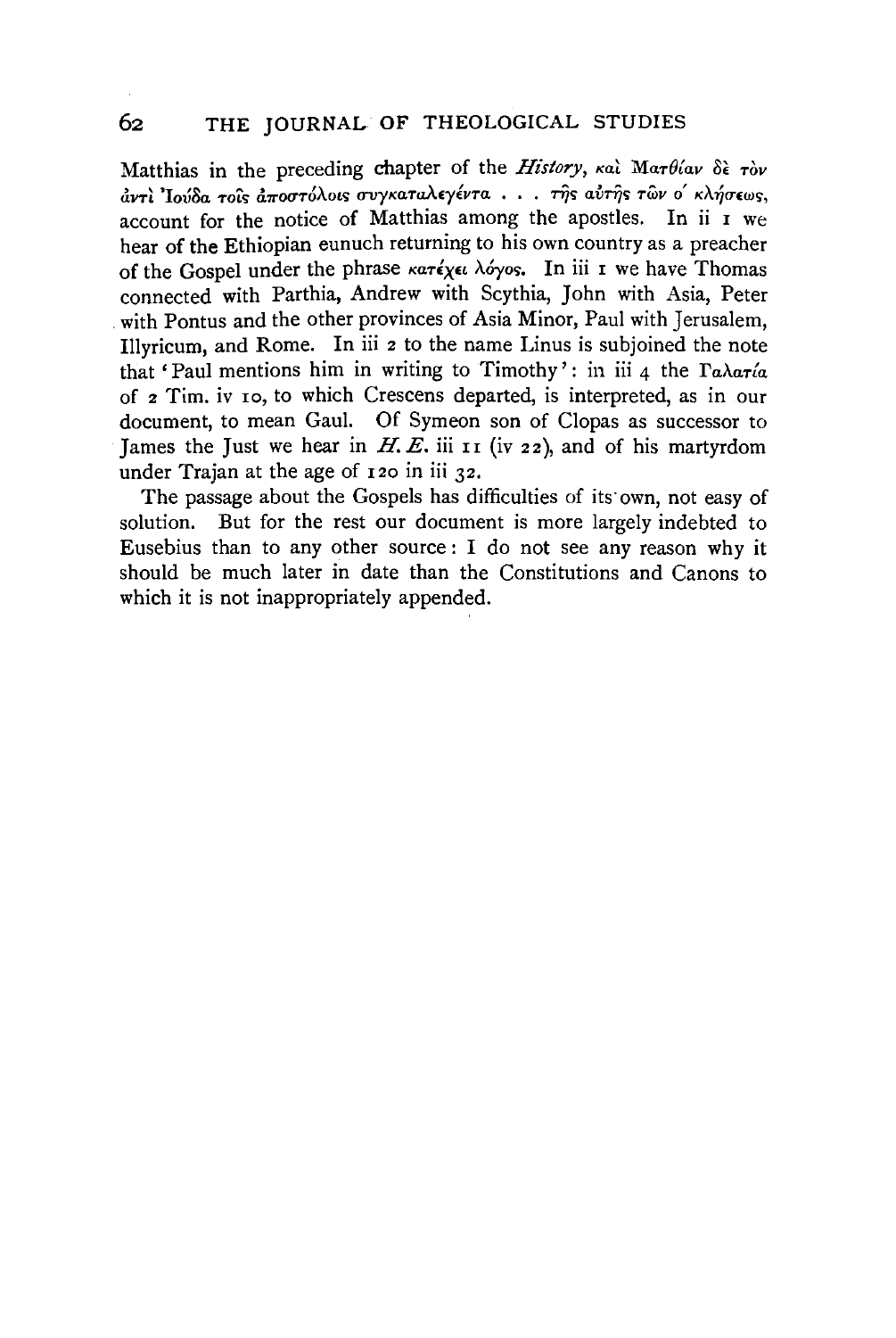Matthias in the preceding chapter of the *History*, καὶ Ματθίαν δὲ τὸν ἀντὶ Ἰούδα τοῖς ἀποστόλοις συγκαταλεγέντα . . . τῆς αὐτῆς τῶν ο´ κλήσεως, account for the notice of Matthias among the apostles. In ii 1 we hear of the Ethiopian eunuch returning to his own country as a preacher of the Gospel under the phrase κατέχει λόγος. In iii 1 we have Thomas connected with Parthia, Andrew with Scythia, John with Asia, Peter with Pontus and the other provinces of Asia Minor, Paul with Jerusalem, Illyricum, and Rome. In iii 2 to the name Linus is subjoined the note that 'Paul mentions him in writing to Timothy': in iii 4 the Γαλατία of 2 Tim. iv 10, to which Crescens departed, is interpreted, as in our document, to mean Gaul. Of Symeon son of Clopas as successor to James the Just we hear in *H. E.* iii 11 (iv 22), and of his martyrdom under Trajan at the age of 120 in iii 32.

The passage about the Gospels has difficulties of its own, not easy of solution. But for the rest our document is more largely indebted to Eusebius than to any other source: I do not see any reason why it should be much later in date than the Constitutions and Canons to which it is not inappropriately appended.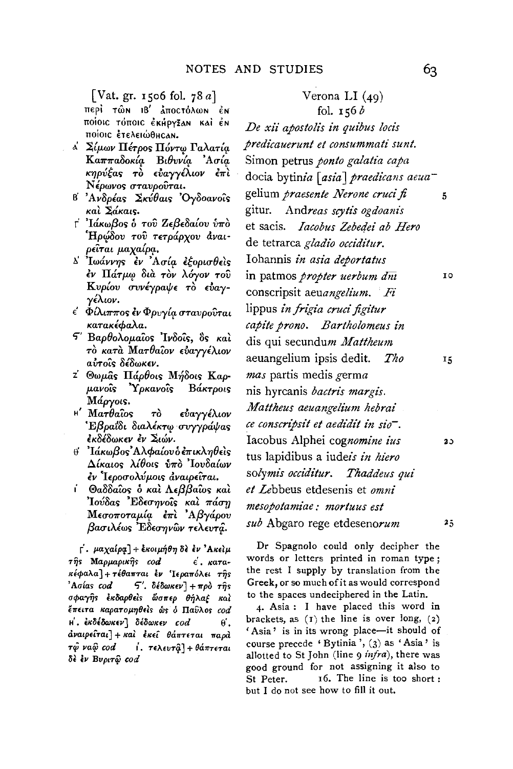[Vat. gr. 1506 fol. 78 *a*]

περὶ τῶν ιβʹ ἀποστόλων ἐν ποίοις τόποις ἐκήρυξαν καὶ ἐν ποίοις ἐτελειώθησαν.

αʹ Σίμων Πέτρος Πόντῳ Γαλατίᾳ Καππαδοκίᾳ Βιθυνίᾳ Ἀσίᾳ κηρύξας τὸ εὐαγγέλιον ἐπὶ Νέρωνος σταυροῦται.

βʹ Ἀνδρέας Σκύθαις Ὀγδοανοῖς καὶ Σάκαις.

γʹ Ἰάκωβος ὁ τοῦ Ζεβεδαίου ὑπὸ Ἡρώδου τοῦ τετράρχου ἀναιρεῖται μαχαίρᾳ.

δʹ Ἰωάννης ἐν Ἀσίᾳ ἐξορισθεὶς ἐν Πάτμῳ διὰ τὸν λόγον τοῦ Κυρίου συνέγραψε τὸ εὐαγγέλιον.

εʹ Φίλιππος ἐν Φρυγίᾳ σταυροῦται κατακέφαλα.

ϛʹ Βαρθολομαῖος Ἰνδοῖς, ὃς καὶ τὸ κατὰ Ματθαῖον εὐαγγέλιον αὐτοῖς δέδωκεν.

ζʹ Θωμᾶς Πάρθοις Μήδοις Καρμανοῖς Ὑρκανοῖς Βάκτροις Μάργοις.

ηʹ Ματθαῖος τὸ εὐαγγέλιον Ἑβραΐδι διαλέκτῳ συγγράψας ἐκδέδωκεν ἐν Σιών.

θʹ Ἰάκωβος Ἀλφαίου ὁ ἐπικληθεὶς Δίκαιος λίθοις ὑπὸ Ἰουδαίων ἐν Ἱεροσολύμοις ἀναιρεῖται.

ιʹ Θαδδαῖος ὁ καὶ Λεββαῖος καὶ Ἰούδας Ἐδεσηνοῖς καὶ πάσῃ Μεσοποταμίᾳ ἐπὶ Ἀβγάρου βασιλέως Ἐδεσηνῶν τελευτᾷ.

γʹ. μαχαίρᾳ] + ἐκοιμήθη δὲ ἐν Ἀκεὶμ τῆς Μαρμαρικῆς *cod* εʹ. κατακέφαλα] + τέθαπται ἐν Ἱεραπόλει τῆς Ἀσίας *cod* ϛʹ. δέδωκεν] + πρὸ τῆς σφαγῆς ἐκδαρθεὶς ὥσπερ θῆλαξ καὶ ἔπειτα καρατομηθεὶς ὡς ὁ Παῦλος *cod* ηʹ. ἐκδέδωκεν] δέδωκεν *cod* θʹ. ἀναιρεῖται] + καὶ ἐκεῖ θάπτεται παρὰ τῷ ναῷ *cod* ιʹ. τελευτᾷ] + θάπτεται δὲ ἐν Βυριτῷ *cod*

Verona LI (49)
fol. 156 *b*

*De xii apostolis in quibus locis*
*predicauerunt et consummati sunt.*
Simon petrus *ponto galatia capa*
docia bytin*ia* [*asia*] *praedicans aeua*-
gelium *praesente Nerone cruci fi* 5
gitur. Andreas *scytis ogdoanis*
et sacis. *Iacobus Zebedei ab Hero*
*de tetrarca gladio occiditur.*
Iohannis *in asia deportatus*
in patmos *propter uerbum dn̄i* 10
conscripsit aeu*angelium. Fi*
*lippus in frigia cruci figitur*
*capite prono. Bartholomeus in*
dis qui secundu*m Mattheum*
aeuangelium ipsis dedit. *Tho* 15
*mas partis medis* g*erma*
*nis hyrcanis bactris margis.*
*Mattheus aeuangelium hebrai*
*ce conscripsit et aedidit in sio*-.
Iacobus Alphei cog*nomine ius* 20
tus lapidibus a iude*is in hiero*
so*lymis occiditur. Thaddeus qui*
*et Le*bbeus etdesenis et *omni*
*mesopotamiae: mortuus est*
*sub* Abgaro rege etdeseno*rum* 25

Dr Spagnolo could only decipher the words or letters printed in roman type; the rest I supply by translation from the Greek, or so much of it as would correspond to the spaces undeciphered in the Latin.

4\. Asia: I have placed this word in brackets, as (1) the line is over long, (2) 'Asia' is in its wrong place—it should of course precede 'Bytinia', (3) as 'Asia' is allotted to St John (line 9 *infra*), there was good ground for not assigning it also to St Peter. 16. The line is too short: but I do not see how to fill it out.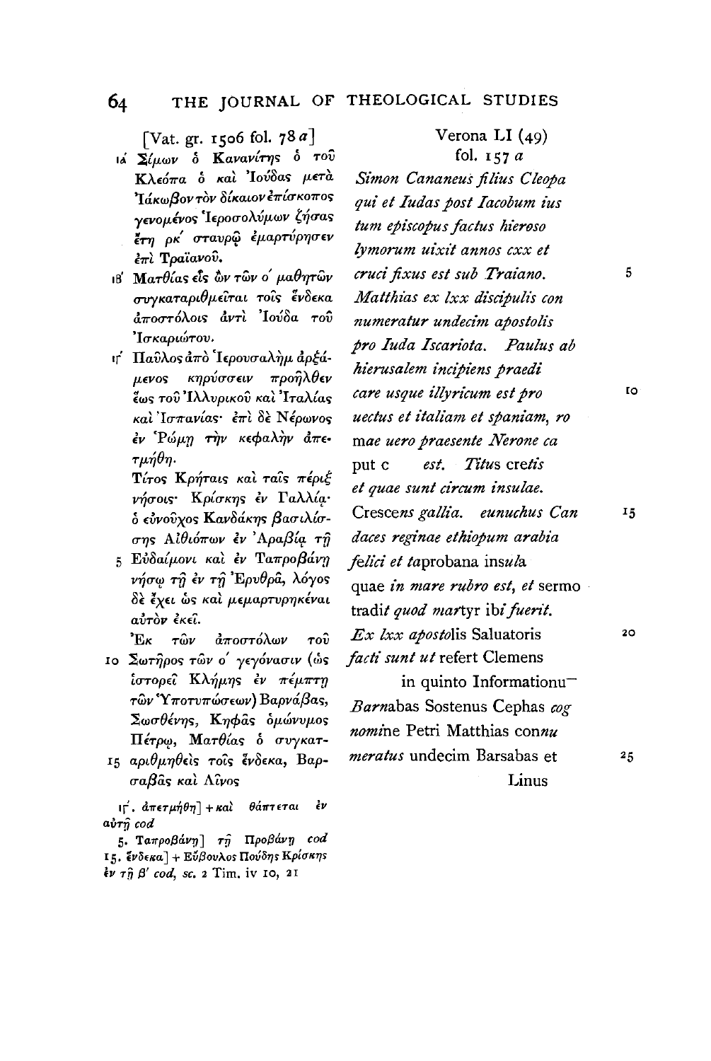[Vat. gr. 1506 fol. 78 *a*]

ιά Σίμων ὁ Κανανίτης ὁ τοῦ Κλεόπα ὁ καὶ Ἰούδας μετὰ Ἰάκωβον τὸν δίκαιον ἐπίσκοπος γενόμενος Ἱεροσολύμων ζήσας ἔτη ρκ´ σταυρῷ ἐμαρτύρησεν ἐπὶ Τραϊανοῦ.

ιβ´ Ματθίας εἷς ὢν τῶν ο´ μαθητῶν συγκαταριθμεῖται τοῖς ἕνδεκα ἀποστόλοις ἀντὶ Ἰούδα τοῦ Ἰσκαριώτου.

ιγ´ Παῦλος ἀπὸ Ἱερουσαλὴμ ἀρξάμενος κηρύσσειν προῆλθεν ἕως τοῦ Ἰλλυρικοῦ καὶ Ἰταλίας καὶ Ἱσπανίας· ἐπὶ δὲ Νέρωνος ἐν Ῥώμῃ τὴν κεφαλὴν ἀπετμήθη.

Τίτος Κρήταις καὶ ταῖς πέριξ νήσοις· Κρίσκης ἐν Γαλλίᾳ· ὁ εὐνοῦχος Κανδάκης βασιλίσσης Αἰθιόπων ἐν Ἀραβίᾳ τῇ

5 Εὐδαίμονι καὶ ἐν Ταπροβάνῃ νήσῳ τῇ ἐν τῇ Ἐρυθρᾷ, λόγος δὲ ἔχει ὡς καὶ μεμαρτυρηκέναι αὐτὸν ἐκεῖ.

Ἐκ τῶν ἀποστόλων τοῦ

10 Σωτῆρος τῶν ο´ γεγόνασιν (ὡς ἱστορεῖ Κλήμης ἐν πέμπτῃ τῶν Ὑποτυπώσεων) Βαρνάβας, Σωσθένης, Κηφᾶς ὁμώνυμος Πέτρῳ, Ματθίας ὁ συγκατ-

15 αριθμηθεὶς τοῖς ἕνδεκα, Βαρσαβᾶς καὶ Λῖνος

ιγ´. ἀπετμήθη] + καὶ θάπτεται ἐν αὐτῇ *cod*

5. Ταπροβάνῃ] τῇ Προβάνῃ *cod*

15. ἕνδεκα] + Εὔβουλος Πούδης Κρίσκης ἐν τῇ β´ *cod*, sc. 2 Tim. iv 10, 21

Verona LI (49)
fol. 157 *a*

*Simon Cananeus filius Cleopa*
*qui et Iudas post Iacobum ius*
*tum episcopus factus hieroso*
*lymorum uixit annos cxx et*
*cruci fixus est sub Traiano.* 5
*Matthias ex lxx discipulis con*
*numeratur undecim apostolis*
*pro Iuda Iscariota. Paulus ab*
*hierusalem incipiens praedi*
*care usque illyricum est pro* 10
*uectus et italiam et spaniam, ro*
m*ae uero praesente Nerone ca*
put c *est. Titus* cre*tis*
*et quae sunt circum insulae.*
Cresce*ns gallia. eunuchus Can* 15
*daces reginae ethiopum arabia*
*felici et ta*probana ins*ul*a
quae *in mare rubro est, et* sermo
tradi*t quod mar*tyr ib*i fuerit.*
*Ex lxx aposto*lis Saluatoris 20
*facti sunt ut* refert Clemens
in quinto Informationu—
*Barn*abas Sostenus Cephas *cog*
*nomi*ne Petri Matthias con*nu*
*meratus* undecim Barsabas et 25
Linus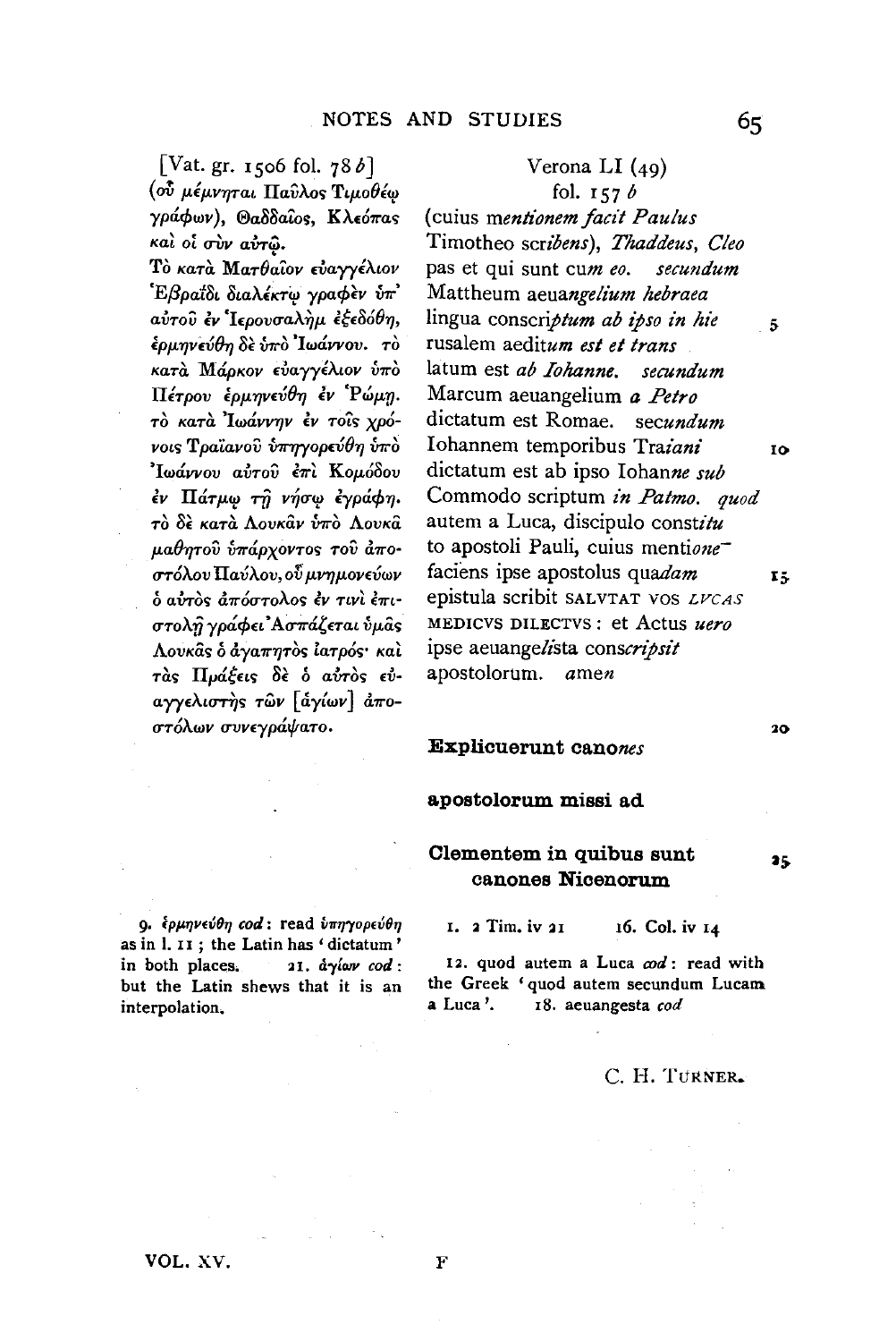[Vat. gr. 1506 fol. 78 *b*]
(οὗ μέμνηται Παῦλος Τιμοθέῳ γράφων), Θαδδαῖος, Κλεόπας καὶ οἱ σὺν αὐτῷ.
Τὸ κατὰ Ματθαῖον εὐαγγέλιον Ἑβραΐδι διαλέκτῳ γραφὲν ὑπ' αὐτοῦ ἐν Ἱερουσαλὴμ ἐξεδόθη, ἑρμηνεύθη δὲ ὑπὸ Ἰωάννου. τὸ κατὰ Μάρκον εὐαγγέλιον ὑπὸ Πέτρου ἑρμηνεύθη ἐν Ῥώμῃ. τὸ κατὰ Ἰωάννην ἐν τοῖς χρόνοις Τραϊανοῦ ὑπηγορεύθη ὑπὸ Ἰωάννου αὐτοῦ ἐπὶ Κομόδου ἐν Πάτμῳ τῇ νήσῳ ἐγράφη. τὸ δὲ κατὰ Λουκᾶν ὑπὸ Λουκᾶ μαθητοῦ ὑπάρχοντος τοῦ ἀποστόλου Παύλου, οὗ μνημονεύων ὁ αὐτὸς ἀπόστολος ἐν τινὶ ἐπιστολῇ γράφει Ἀσπάζεται ὑμᾶς Λουκᾶς ὁ ἀγαπητὸς ἰατρός· καὶ τὰς Πράξεις δὲ ὁ αὐτὸς εὐαγγελιστὴς τῶν [ἁγίων] ἀποστόλων συνεγράψατο.

Verona LI (49)
fol. 157 *b*

(cuius m*entionem facit Paulus* Timotheo scr*ibens*), *Thaddeus*, *Cleo* pas et qui sunt cu*m eo*. *secundum* Mattheum aeua*ngelium hebraea* lingua conscri*ptum ab ipso in hie* rusalem aedit*um est et trans* latum est *ab Iohanne*. *secundum* Marcum aeuangelium *a Petro* dictatum est Romae. sec*undum* Iohannem temporibus Tra*iani* dictatum est ab ipso Iohan*ne sub* Commodo scriptum *in Patmo*. *quod* autem a Luca, discipulo const*itu* to apostoli Pauli, cuius menti*one*‾ faciens ipse apostolus qua*dam* epistula scribit SALVTAT VOS *LVCAS* MEDICVS DILECTVS: et Actus *uero* ipse aeuange*li*sta con*scripsit* apostolorum. ame*n*

**Explicuerunt cano*nes***

**apostolorum missi ad**

**Clementem in quibus sunt canones Nicenorum**

9. ἑρμηνεύθη *cod*: read ὑπηγορεύθη as in l. 11; the Latin has 'dictatum' in both places. 21. ἁγίων *cod*: but the Latin shews that it is an interpolation.

1. 2 Tim. iv 21 16. Col. iv 14

12. quod autem a Luca *cod*: read with the Greek 'quod autem secundum Lucam a Luca'. 18. aeuangesta *cod*

C. H. TURNER.